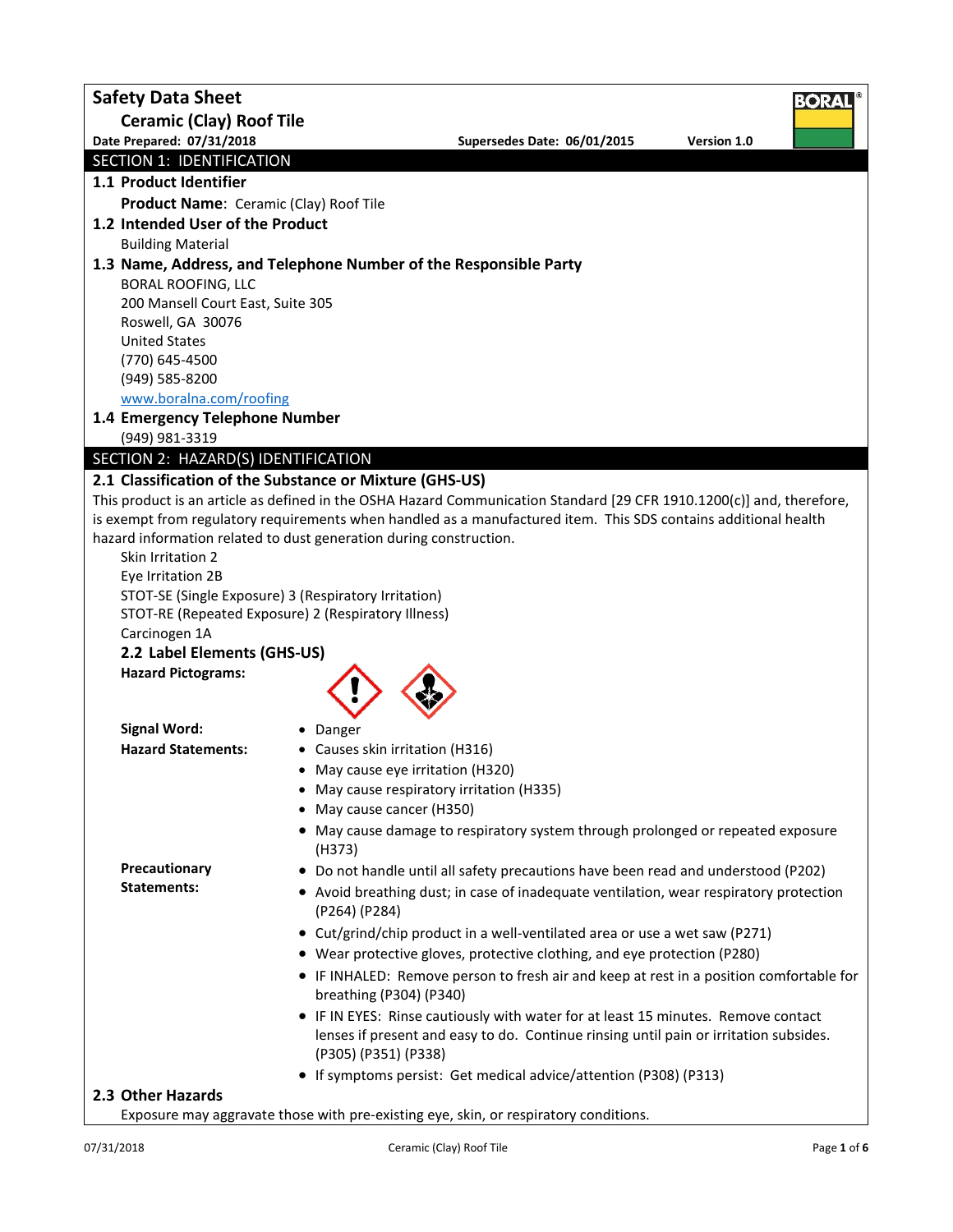# Safety Data Sheet

## Ceramic (Clay) Roof Tile

**Date Prepared: 07/31/2018** **Supersedes Date: 06/01/2015** **Version 1.0**

## SECTION 1: IDENTIFICATION

### 1.1 Product Identifier

**Product Name**: Ceramic (Clay) Roof Tile

### 1.2 Intended User of the Product

Building Material

### 1.3 Name, Address, and Telephone Number of the Responsible Party

BORAL ROOFING, LLC
200 Mansell Court East, Suite 305
Roswell, GA 30076
United States
(770) 645-4500
(949) 585-8200
www.boralna.com/roofing

### 1.4 Emergency Telephone Number

(949) 981-3319

## SECTION 2: HAZARD(S) IDENTIFICATION

### 2.1 Classification of the Substance or Mixture (GHS-US)

This product is an article as defined in the OSHA Hazard Communication Standard [29 CFR 1910.1200(c)] and, therefore, is exempt from regulatory requirements when handled as a manufactured item. This SDS contains additional health hazard information related to dust generation during construction.

Skin Irritation 2
Eye Irritation 2B
STOT-SE (Single Exposure) 3 (Respiratory Irritation)
STOT-RE (Repeated Exposure) 2 (Respiratory Illness)
Carcinogen 1A

### 2.2 Label Elements (GHS-US)

**Hazard Pictograms:**

**Signal Word:**
- Danger

**Hazard Statements:**
- Causes skin irritation (H316)
- May cause eye irritation (H320)
- May cause respiratory irritation (H335)
- May cause cancer (H350)
- May cause damage to respiratory system through prolonged or repeated exposure (H373)

**Precautionary Statements:**
- Do not handle until all safety precautions have been read and understood (P202)
- Avoid breathing dust; in case of inadequate ventilation, wear respiratory protection (P264) (P284)
- Cut/grind/chip product in a well-ventilated area or use a wet saw (P271)
- Wear protective gloves, protective clothing, and eye protection (P280)
- IF INHALED: Remove person to fresh air and keep at rest in a position comfortable for breathing (P304) (P340)
- IF IN EYES: Rinse cautiously with water for at least 15 minutes. Remove contact lenses if present and easy to do. Continue rinsing until pain or irritation subsides. (P305) (P351) (P338)
- If symptoms persist: Get medical advice/attention (P308) (P313)

### 2.3 Other Hazards

Exposure may aggravate those with pre-existing eye, skin, or respiratory conditions.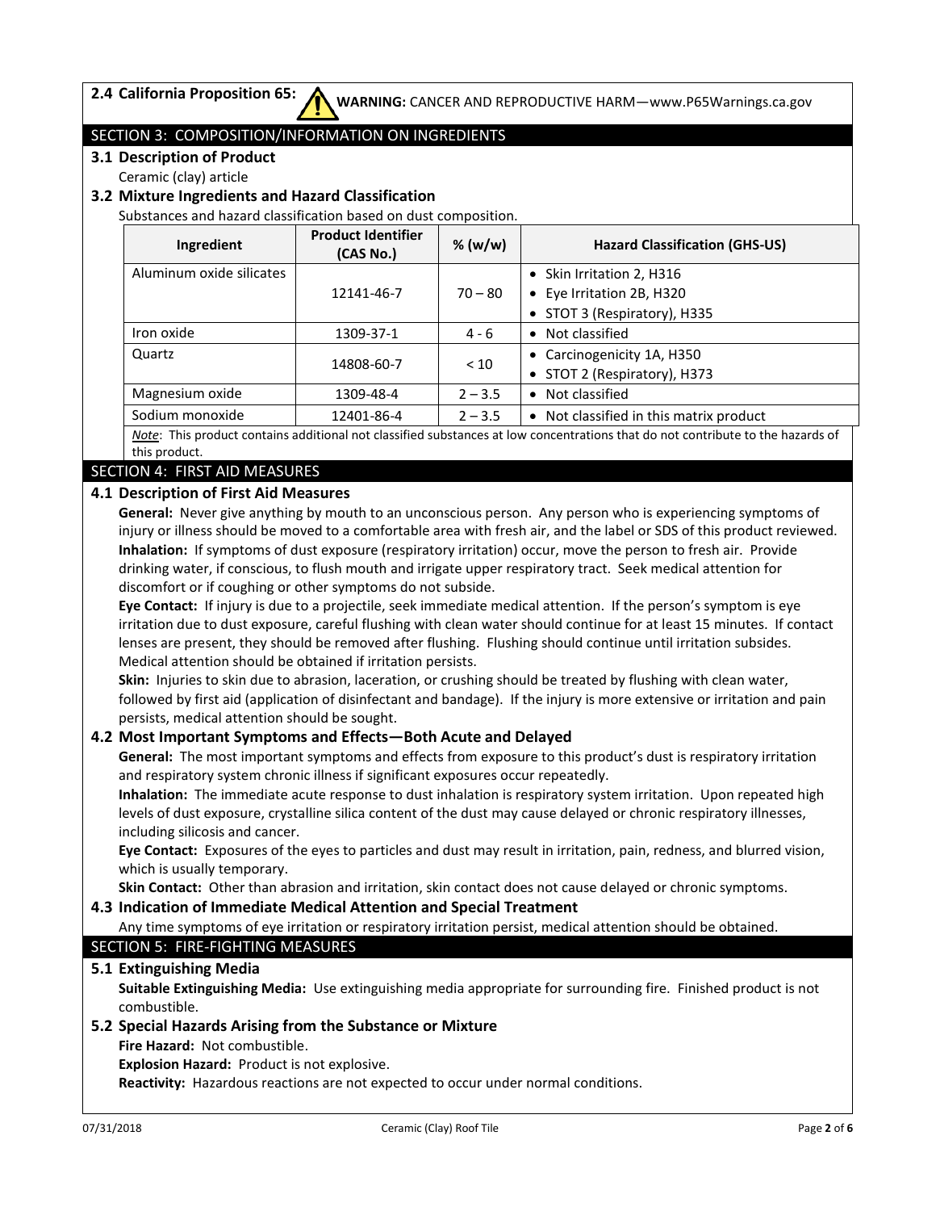**2.4 California Proposition 65:** **WARNING:** CANCER AND REPRODUCTIVE HARM—www.P65Warnings.ca.gov

## SECTION 3: COMPOSITION/INFORMATION ON INGREDIENTS

### 3.1 Description of Product

Ceramic (clay) article

### 3.2 Mixture Ingredients and Hazard Classification

Substances and hazard classification based on dust composition.

| Ingredient | Product Identifier (CAS No.) | % (w/w) | Hazard Classification (GHS-US) |
|---|---|---|---|
| Aluminum oxide silicates | 12141-46-7 | 70 – 80 | • Skin Irritation 2, H316<br>• Eye Irritation 2B, H320<br>• STOT 3 (Respiratory), H335 |
| Iron oxide | 1309-37-1 | 4 - 6 | • Not classified |
| Quartz | 14808-60-7 | < 10 | • Carcinogenicity 1A, H350<br>• STOT 2 (Respiratory), H373 |
| Magnesium oxide | 1309-48-4 | 2 – 3.5 | • Not classified |
| Sodium monoxide | 12401-86-4 | 2 – 3.5 | • Not classified in this matrix product |

*Note*: This product contains additional not classified substances at low concentrations that do not contribute to the hazards of this product.

## SECTION 4: FIRST AID MEASURES

### 4.1 Description of First Aid Measures

**General:** Never give anything by mouth to an unconscious person. Any person who is experiencing symptoms of injury or illness should be moved to a comfortable area with fresh air, and the label or SDS of this product reviewed.

**Inhalation:** If symptoms of dust exposure (respiratory irritation) occur, move the person to fresh air. Provide drinking water, if conscious, to flush mouth and irrigate upper respiratory tract. Seek medical attention for discomfort or if coughing or other symptoms do not subside.

**Eye Contact:** If injury is due to a projectile, seek immediate medical attention. If the person's symptom is eye irritation due to dust exposure, careful flushing with clean water should continue for at least 15 minutes. If contact lenses are present, they should be removed after flushing. Flushing should continue until irritation subsides. Medical attention should be obtained if irritation persists.

**Skin:** Injuries to skin due to abrasion, laceration, or crushing should be treated by flushing with clean water, followed by first aid (application of disinfectant and bandage). If the injury is more extensive or irritation and pain persists, medical attention should be sought.

### 4.2 Most Important Symptoms and Effects—Both Acute and Delayed

**General:** The most important symptoms and effects from exposure to this product's dust is respiratory irritation and respiratory system chronic illness if significant exposures occur repeatedly.

**Inhalation:** The immediate acute response to dust inhalation is respiratory system irritation. Upon repeated high levels of dust exposure, crystalline silica content of the dust may cause delayed or chronic respiratory illnesses, including silicosis and cancer.

**Eye Contact:** Exposures of the eyes to particles and dust may result in irritation, pain, redness, and blurred vision, which is usually temporary.

**Skin Contact:** Other than abrasion and irritation, skin contact does not cause delayed or chronic symptoms.

### 4.3 Indication of Immediate Medical Attention and Special Treatment

Any time symptoms of eye irritation or respiratory irritation persist, medical attention should be obtained.

## SECTION 5: FIRE-FIGHTING MEASURES

### 5.1 Extinguishing Media

**Suitable Extinguishing Media:** Use extinguishing media appropriate for surrounding fire. Finished product is not combustible.

### 5.2 Special Hazards Arising from the Substance or Mixture

**Fire Hazard:** Not combustible.

**Explosion Hazard:** Product is not explosive.

**Reactivity:** Hazardous reactions are not expected to occur under normal conditions.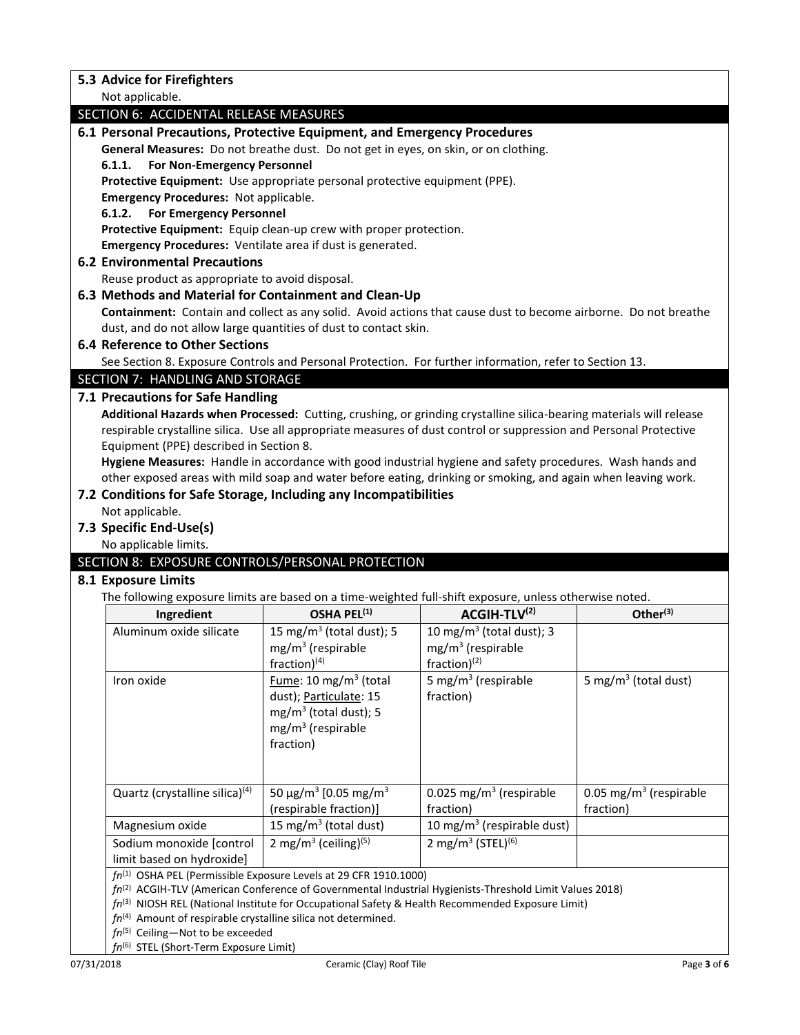### 5.3 Advice for Firefighters

Not applicable.

## SECTION 6: ACCIDENTAL RELEASE MEASURES

### 6.1 Personal Precautions, Protective Equipment, and Emergency Procedures

**General Measures:** Do not breathe dust. Do not get in eyes, on skin, or on clothing.

**6.1.1. For Non-Emergency Personnel**

**Protective Equipment:** Use appropriate personal protective equipment (PPE).

**Emergency Procedures:** Not applicable.

**6.1.2. For Emergency Personnel**

**Protective Equipment:** Equip clean-up crew with proper protection.

**Emergency Procedures:** Ventilate area if dust is generated.

### 6.2 Environmental Precautions

Reuse product as appropriate to avoid disposal.

### 6.3 Methods and Material for Containment and Clean-Up

**Containment:** Contain and collect as any solid. Avoid actions that cause dust to become airborne. Do not breathe dust, and do not allow large quantities of dust to contact skin.

### 6.4 Reference to Other Sections

See Section 8. Exposure Controls and Personal Protection. For further information, refer to Section 13.

## SECTION 7: HANDLING AND STORAGE

### 7.1 Precautions for Safe Handling

**Additional Hazards when Processed:** Cutting, crushing, or grinding crystalline silica-bearing materials will release respirable crystalline silica. Use all appropriate measures of dust control or suppression and Personal Protective Equipment (PPE) described in Section 8.

**Hygiene Measures:** Handle in accordance with good industrial hygiene and safety procedures. Wash hands and other exposed areas with mild soap and water before eating, drinking or smoking, and again when leaving work.

### 7.2 Conditions for Safe Storage, Including any Incompatibilities

Not applicable.

### 7.3 Specific End-Use(s)

No applicable limits.

## SECTION 8: EXPOSURE CONTROLS/PERSONAL PROTECTION

### 8.1 Exposure Limits

The following exposure limits are based on a time-weighted full-shift exposure, unless otherwise noted.

| Ingredient | OSHA PEL[1] | ACGIH-TLV[2] | Other[3] |
|---|---|---|---|
| Aluminum oxide silicate | 15 mg/m$^3$ (total dust); 5 mg/m$^3$ (respirable fraction)[4] | 10 mg/m$^3$ (total dust); 3 mg/m$^3$ (respirable fraction)[2] | |
| Iron oxide | Fume: 10 mg/m$^3$ (total dust); Particulate: 15 mg/m$^3$ (total dust); 5 mg/m$^3$ (respirable fraction) | 5 mg/m$^3$ (respirable fraction) | 5 mg/m$^3$ (total dust) |
| Quartz (crystalline silica)[4] | 50 µg/m$^3$ [0.05 mg/m$^3$ (respirable fraction)] | 0.025 mg/m$^3$ (respirable fraction) | 0.05 mg/m$^3$ (respirable fraction) |
| Magnesium oxide | 15 mg/m$^3$ (total dust) | 10 mg/m$^3$ (respirable dust) | |
| Sodium monoxide [control limit based on hydroxide] | 2 mg/m$^3$ (ceiling)[5] | 2 mg/m$^3$ (STEL)[6] | |

*fn*[1] OSHA PEL (Permissible Exposure Levels at 29 CFR 1910.1000)

*fn*[2] ACGIH-TLV (American Conference of Governmental Industrial Hygienists-Threshold Limit Values 2018)

*fn*[3] NIOSH REL (National Institute for Occupational Safety & Health Recommended Exposure Limit)

*fn*[4] Amount of respirable crystalline silica not determined.

*fn*[5] Ceiling—Not to be exceeded

*fn*[6] STEL (Short-Term Exposure Limit)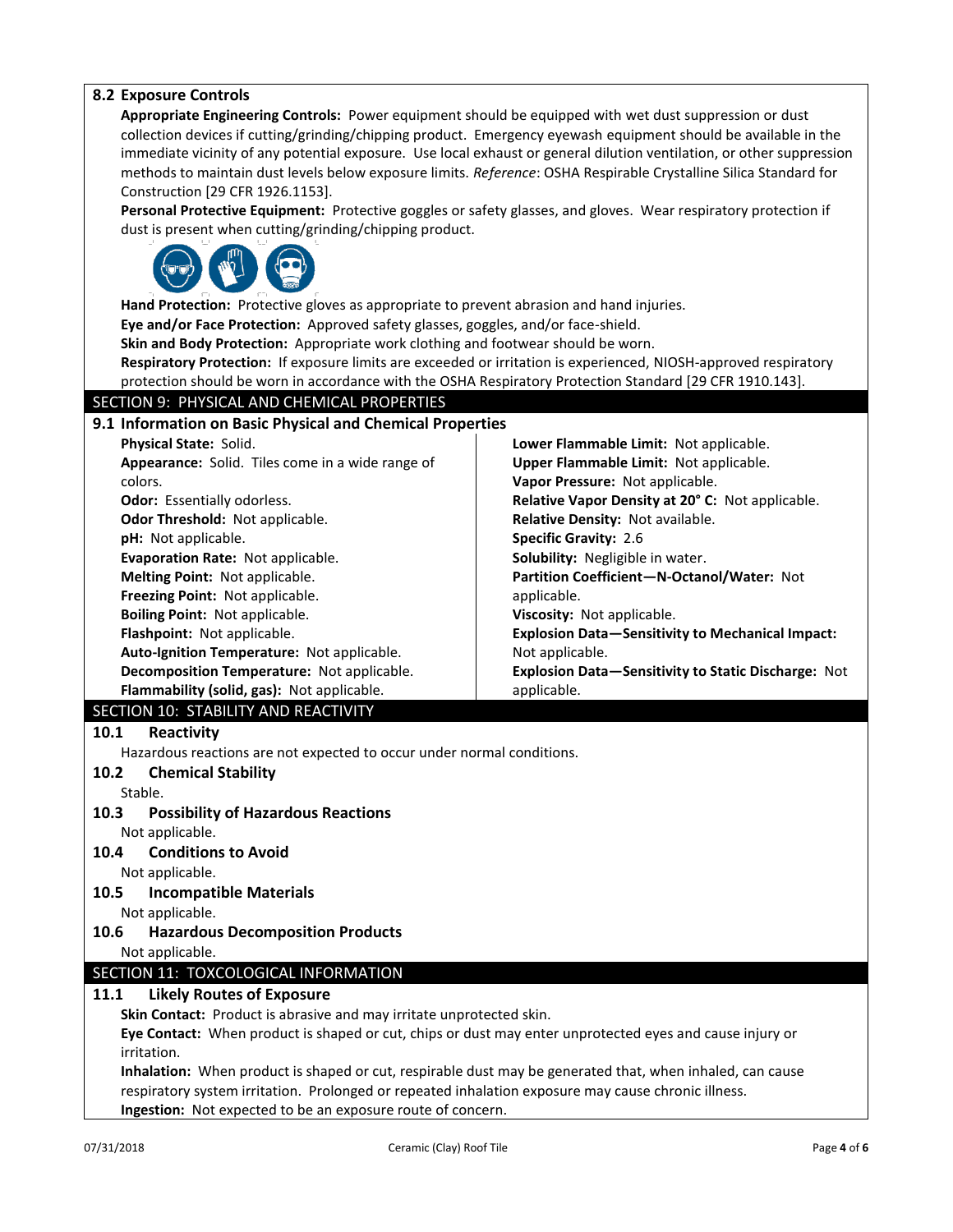## 8.2 Exposure Controls

**Appropriate Engineering Controls:** Power equipment should be equipped with wet dust suppression or dust collection devices if cutting/grinding/chipping product. Emergency eyewash equipment should be available in the immediate vicinity of any potential exposure. Use local exhaust or general dilution ventilation, or other suppression methods to maintain dust levels below exposure limits. *Reference*: OSHA Respirable Crystalline Silica Standard for Construction [29 CFR 1926.1153].

**Personal Protective Equipment:** Protective goggles or safety glasses, and gloves. Wear respiratory protection if dust is present when cutting/grinding/chipping product.

**Hand Protection:** Protective gloves as appropriate to prevent abrasion and hand injuries.

**Eye and/or Face Protection:** Approved safety glasses, goggles, and/or face-shield.

**Skin and Body Protection:** Appropriate work clothing and footwear should be worn.

**Respiratory Protection:** If exposure limits are exceeded or irritation is experienced, NIOSH-approved respiratory protection should be worn in accordance with the OSHA Respiratory Protection Standard [29 CFR 1910.143].

# SECTION 9: PHYSICAL AND CHEMICAL PROPERTIES

## 9.1 Information on Basic Physical and Chemical Properties

**Physical State:** Solid.
**Appearance:** Solid. Tiles come in a wide range of colors.
**Odor:** Essentially odorless.
**Odor Threshold:** Not applicable.
**pH:** Not applicable.
**Evaporation Rate:** Not applicable.
**Melting Point:** Not applicable.
**Freezing Point:** Not applicable.
**Boiling Point:** Not applicable.
**Flashpoint:** Not applicable.
**Auto-Ignition Temperature:** Not applicable.
**Decomposition Temperature:** Not applicable.
**Flammability (solid, gas):** Not applicable.
**Lower Flammable Limit:** Not applicable.
**Upper Flammable Limit:** Not applicable.
**Vapor Pressure:** Not applicable.
**Relative Vapor Density at 20° C:** Not applicable.
**Relative Density:** Not available.
**Specific Gravity:** 2.6
**Solubility:** Negligible in water.
**Partition Coefficient—N-Octanol/Water:** Not applicable.
**Viscosity:** Not applicable.
**Explosion Data—Sensitivity to Mechanical Impact:** Not applicable.
**Explosion Data—Sensitivity to Static Discharge:** Not applicable.

# SECTION 10: STABILITY AND REACTIVITY

## 10.1 Reactivity

Hazardous reactions are not expected to occur under normal conditions.

## 10.2 Chemical Stability

Stable.

## 10.3 Possibility of Hazardous Reactions

Not applicable.

## 10.4 Conditions to Avoid

Not applicable.

## 10.5 Incompatible Materials

Not applicable.

## 10.6 Hazardous Decomposition Products

Not applicable.

# SECTION 11: TOXCOLOGICAL INFORMATION

## 11.1 Likely Routes of Exposure

**Skin Contact:** Product is abrasive and may irritate unprotected skin.

**Eye Contact:** When product is shaped or cut, chips or dust may enter unprotected eyes and cause injury or irritation.

**Inhalation:** When product is shaped or cut, respirable dust may be generated that, when inhaled, can cause respiratory system irritation. Prolonged or repeated inhalation exposure may cause chronic illness.

**Ingestion:** Not expected to be an exposure route of concern.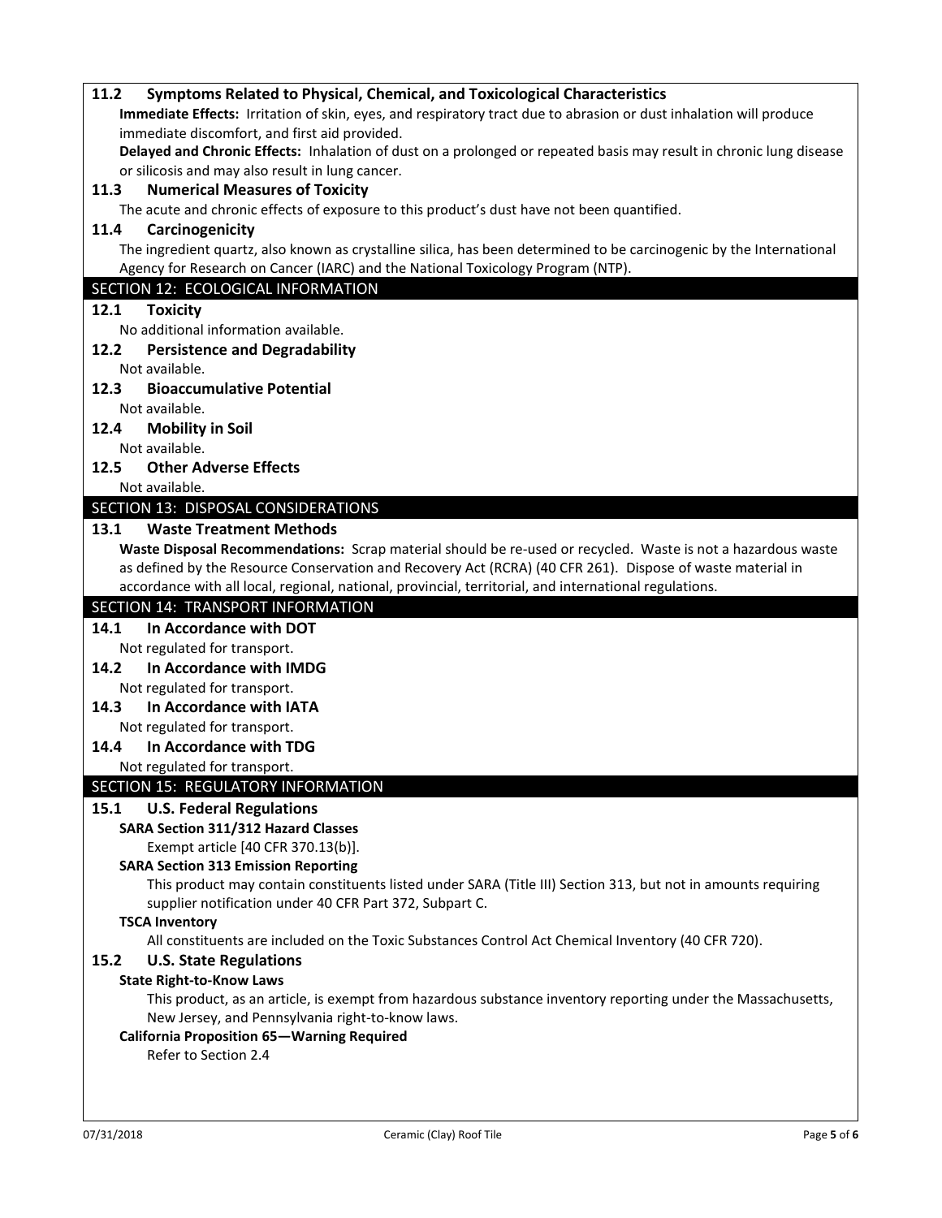### 11.2 Symptoms Related to Physical, Chemical, and Toxicological Characteristics

**Immediate Effects:** Irritation of skin, eyes, and respiratory tract due to abrasion or dust inhalation will produce immediate discomfort, and first aid provided.

**Delayed and Chronic Effects:** Inhalation of dust on a prolonged or repeated basis may result in chronic lung disease or silicosis and may also result in lung cancer.

### 11.3 Numerical Measures of Toxicity

The acute and chronic effects of exposure to this product's dust have not been quantified.

### 11.4 Carcinogenicity

The ingredient quartz, also known as crystalline silica, has been determined to be carcinogenic by the International Agency for Research on Cancer (IARC) and the National Toxicology Program (NTP).

## SECTION 12: ECOLOGICAL INFORMATION

### 12.1 Toxicity

No additional information available.

### 12.2 Persistence and Degradability

Not available.

### 12.3 Bioaccumulative Potential

Not available.

### 12.4 Mobility in Soil

Not available.

### 12.5 Other Adverse Effects

Not available.

## SECTION 13: DISPOSAL CONSIDERATIONS

### 13.1 Waste Treatment Methods

**Waste Disposal Recommendations:** Scrap material should be re-used or recycled. Waste is not a hazardous waste as defined by the Resource Conservation and Recovery Act (RCRA) (40 CFR 261). Dispose of waste material in accordance with all local, regional, national, provincial, territorial, and international regulations.

## SECTION 14: TRANSPORT INFORMATION

### 14.1 In Accordance with DOT

Not regulated for transport.

### 14.2 In Accordance with IMDG

Not regulated for transport.

### 14.3 In Accordance with IATA

Not regulated for transport.

### 14.4 In Accordance with TDG

Not regulated for transport.

## SECTION 15: REGULATORY INFORMATION

### 15.1 U.S. Federal Regulations

**SARA Section 311/312 Hazard Classes**

Exempt article [40 CFR 370.13(b)].

**SARA Section 313 Emission Reporting**

This product may contain constituents listed under SARA (Title III) Section 313, but not in amounts requiring supplier notification under 40 CFR Part 372, Subpart C.

**TSCA Inventory**

All constituents are included on the Toxic Substances Control Act Chemical Inventory (40 CFR 720).

### 15.2 U.S. State Regulations

**State Right-to-Know Laws**

This product, as an article, is exempt from hazardous substance inventory reporting under the Massachusetts, New Jersey, and Pennsylvania right-to-know laws.

**California Proposition 65—Warning Required**

Refer to Section 2.4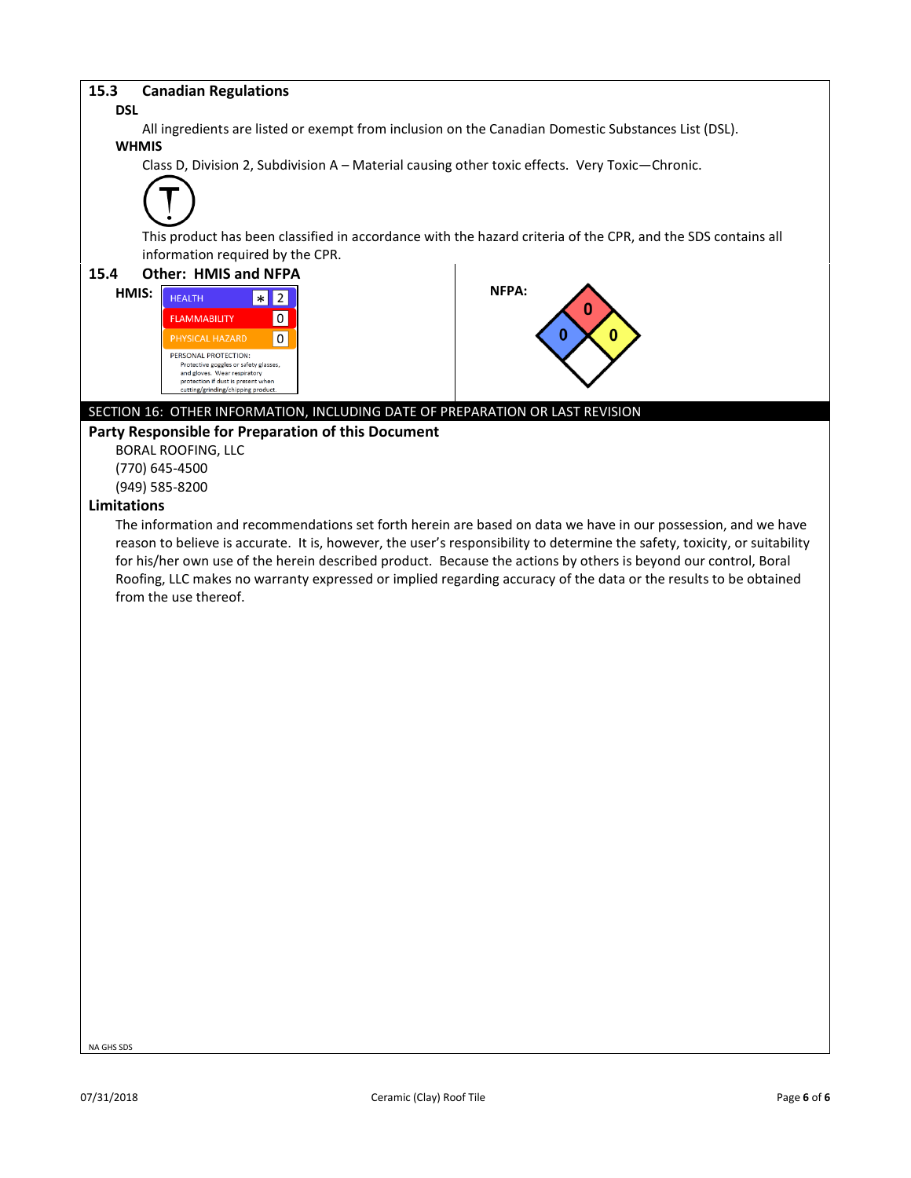### 15.3 Canadian Regulations

**DSL**

All ingredients are listed or exempt from inclusion on the Canadian Domestic Substances List (DSL).

**WHMIS**

Class D, Division 2, Subdivision A – Material causing other toxic effects. Very Toxic—Chronic.

This product has been classified in accordance with the hazard criteria of the CPR, and the SDS contains all information required by the CPR.

### 15.4 Other: HMIS and NFPA

**HMIS:**

| | | |
|---|---|---|
| HEALTH | * | 2 |
| FLAMMABILITY | | 0 |
| PHYSICAL HAZARD | | 0 |

PERSONAL PROTECTION: Protective goggles or safety glasses, and gloves. Wear respiratory protection if dust is present when cutting/grinding/chipping product.

**NFPA:**

| Health | Flammability | Instability | Special |
|---|---|---|---|
| 0 | 0 | 0 | |

## SECTION 16: OTHER INFORMATION, INCLUDING DATE OF PREPARATION OR LAST REVISION

### Party Responsible for Preparation of this Document

BORAL ROOFING, LLC
(770) 645-4500
(949) 585-8200

### Limitations

The information and recommendations set forth herein are based on data we have in our possession, and we have reason to believe is accurate. It is, however, the user's responsibility to determine the safety, toxicity, or suitability for his/her own use of the herein described product. Because the actions by others is beyond our control, Boral Roofing, LLC makes no warranty expressed or implied regarding accuracy of the data or the results to be obtained from the use thereof.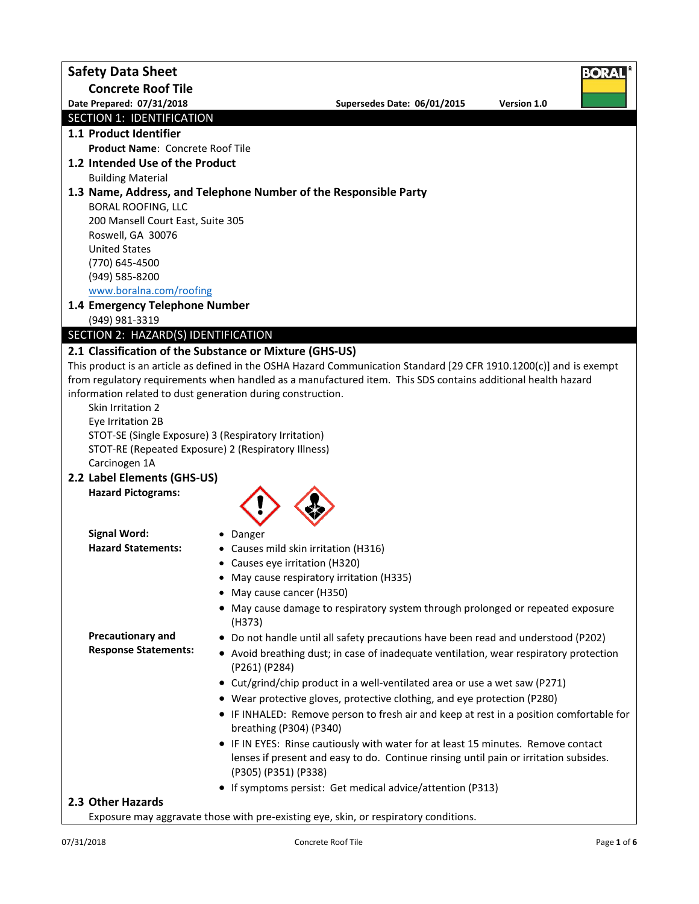# Safety Data Sheet

## Concrete Roof Tile

**Date Prepared: 07/31/2018** **Supersedes Date: 06/01/2015** **Version 1.0**

## SECTION 1: IDENTIFICATION

### 1.1 Product Identifier

**Product Name**: Concrete Roof Tile

### 1.2 Intended Use of the Product

Building Material

### 1.3 Name, Address, and Telephone Number of the Responsible Party

BORAL ROOFING, LLC
200 Mansell Court East, Suite 305
Roswell, GA 30076
United States
(770) 645-4500
(949) 585-8200
www.boralna.com/roofing

### 1.4 Emergency Telephone Number

(949) 981-3319

## SECTION 2: HAZARD(S) IDENTIFICATION

### 2.1 Classification of the Substance or Mixture (GHS-US)

This product is an article as defined in the OSHA Hazard Communication Standard [29 CFR 1910.1200(c)] and is exempt from regulatory requirements when handled as a manufactured item. This SDS contains additional health hazard information related to dust generation during construction.

Skin Irritation 2
Eye Irritation 2B
STOT-SE (Single Exposure) 3 (Respiratory Irritation)
STOT-RE (Repeated Exposure) 2 (Respiratory Illness)
Carcinogen 1A

### 2.2 Label Elements (GHS-US)

**Hazard Pictograms:**

**Signal Word:**
- Danger

**Hazard Statements:**
- Causes mild skin irritation (H316)
- Causes eye irritation (H320)
- May cause respiratory irritation (H335)
- May cause cancer (H350)
- May cause damage to respiratory system through prolonged or repeated exposure (H373)

**Precautionary and Response Statements:**
- Do not handle until all safety precautions have been read and understood (P202)
- Avoid breathing dust; in case of inadequate ventilation, wear respiratory protection (P261) (P284)
- Cut/grind/chip product in a well-ventilated area or use a wet saw (P271)
- Wear protective gloves, protective clothing, and eye protection (P280)
- IF INHALED: Remove person to fresh air and keep at rest in a position comfortable for breathing (P304) (P340)
- IF IN EYES: Rinse cautiously with water for at least 15 minutes. Remove contact lenses if present and easy to do. Continue rinsing until pain or irritation subsides. (P305) (P351) (P338)
- If symptoms persist: Get medical advice/attention (P313)

### 2.3 Other Hazards

Exposure may aggravate those with pre-existing eye, skin, or respiratory conditions.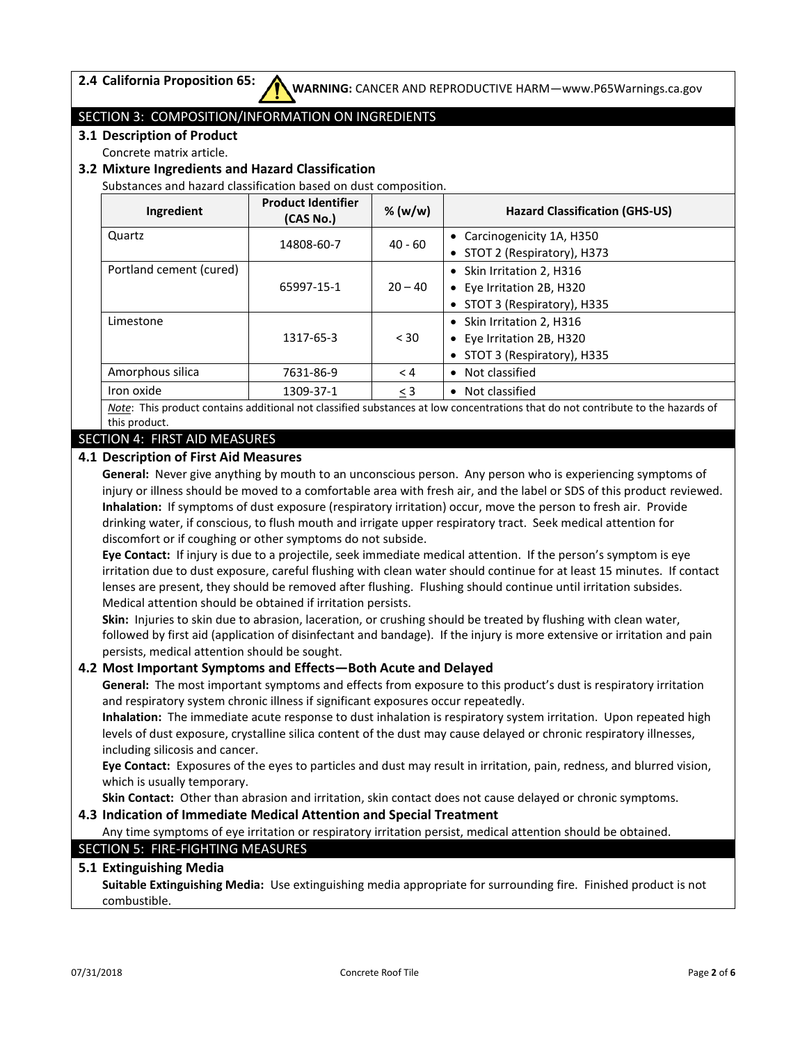**2.4 California Proposition 65:** ⚠ **WARNING:** CANCER AND REPRODUCTIVE HARM—www.P65Warnings.ca.gov

## SECTION 3: COMPOSITION/INFORMATION ON INGREDIENTS

### 3.1 Description of Product

Concrete matrix article.

### 3.2 Mixture Ingredients and Hazard Classification

Substances and hazard classification based on dust composition.

| Ingredient | Product Identifier (CAS No.) | % (w/w) | Hazard Classification (GHS-US) |
|---|---|---|---|
| Quartz | 14808-60-7 | 40 - 60 | • Carcinogenicity 1A, H350<br>• STOT 2 (Respiratory), H373 |
| Portland cement (cured) | 65997-15-1 | 20 – 40 | • Skin Irritation 2, H316<br>• Eye Irritation 2B, H320<br>• STOT 3 (Respiratory), H335 |
| Limestone | 1317-65-3 | < 30 | • Skin Irritation 2, H316<br>• Eye Irritation 2B, H320<br>• STOT 3 (Respiratory), H335 |
| Amorphous silica | 7631-86-9 | < 4 | • Not classified |
| Iron oxide | 1309-37-1 | ≤ 3 | • Not classified |

*Note*: This product contains additional not classified substances at low concentrations that do not contribute to the hazards of this product.

## SECTION 4: FIRST AID MEASURES

### 4.1 Description of First Aid Measures

**General:** Never give anything by mouth to an unconscious person. Any person who is experiencing symptoms of injury or illness should be moved to a comfortable area with fresh air, and the label or SDS of this product reviewed.
**Inhalation:** If symptoms of dust exposure (respiratory irritation) occur, move the person to fresh air. Provide drinking water, if conscious, to flush mouth and irrigate upper respiratory tract. Seek medical attention for discomfort or if coughing or other symptoms do not subside.
**Eye Contact:** If injury is due to a projectile, seek immediate medical attention. If the person's symptom is eye irritation due to dust exposure, careful flushing with clean water should continue for at least 15 minutes. If contact lenses are present, they should be removed after flushing. Flushing should continue until irritation subsides. Medical attention should be obtained if irritation persists.
**Skin:** Injuries to skin due to abrasion, laceration, or crushing should be treated by flushing with clean water, followed by first aid (application of disinfectant and bandage). If the injury is more extensive or irritation and pain persists, medical attention should be sought.

### 4.2 Most Important Symptoms and Effects—Both Acute and Delayed

**General:** The most important symptoms and effects from exposure to this product's dust is respiratory irritation and respiratory system chronic illness if significant exposures occur repeatedly.
**Inhalation:** The immediate acute response to dust inhalation is respiratory system irritation. Upon repeated high levels of dust exposure, crystalline silica content of the dust may cause delayed or chronic respiratory illnesses, including silicosis and cancer.
**Eye Contact:** Exposures of the eyes to particles and dust may result in irritation, pain, redness, and blurred vision, which is usually temporary.
**Skin Contact:** Other than abrasion and irritation, skin contact does not cause delayed or chronic symptoms.

### 4.3 Indication of Immediate Medical Attention and Special Treatment

Any time symptoms of eye irritation or respiratory irritation persist, medical attention should be obtained.

## SECTION 5: FIRE-FIGHTING MEASURES

### 5.1 Extinguishing Media

**Suitable Extinguishing Media:** Use extinguishing media appropriate for surrounding fire. Finished product is not combustible.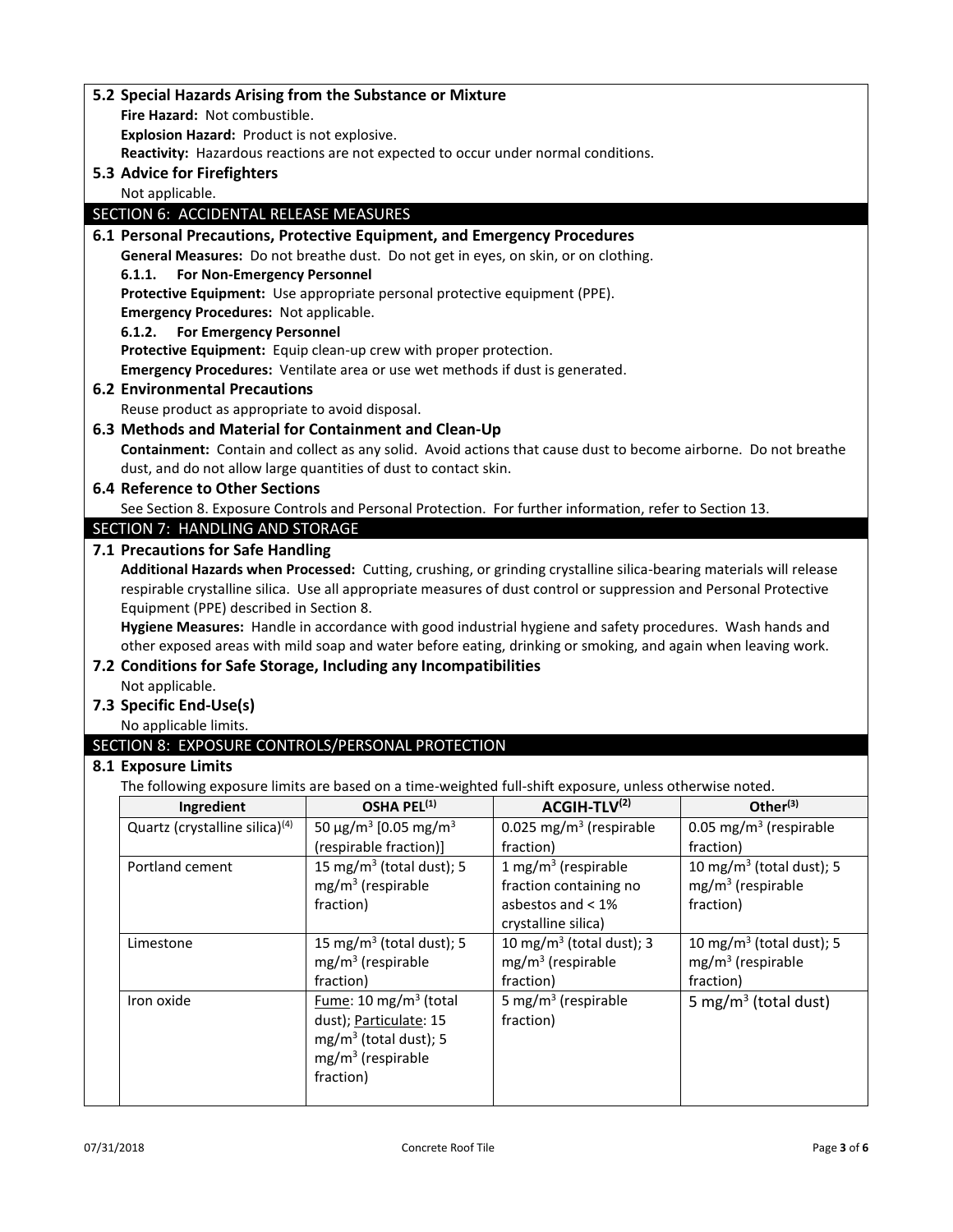### 5.2 Special Hazards Arising from the Substance or Mixture

**Fire Hazard:** Not combustible.

**Explosion Hazard:** Product is not explosive.

**Reactivity:** Hazardous reactions are not expected to occur under normal conditions.

### 5.3 Advice for Firefighters

Not applicable.

## SECTION 6: ACCIDENTAL RELEASE MEASURES

### 6.1 Personal Precautions, Protective Equipment, and Emergency Procedures

**General Measures:** Do not breathe dust. Do not get in eyes, on skin, or on clothing.

**6.1.1. For Non-Emergency Personnel**

**Protective Equipment:** Use appropriate personal protective equipment (PPE).

**Emergency Procedures:** Not applicable.

**6.1.2. For Emergency Personnel**

**Protective Equipment:** Equip clean-up crew with proper protection.

**Emergency Procedures:** Ventilate area or use wet methods if dust is generated.

### 6.2 Environmental Precautions

Reuse product as appropriate to avoid disposal.

### 6.3 Methods and Material for Containment and Clean-Up

**Containment:** Contain and collect as any solid. Avoid actions that cause dust to become airborne. Do not breathe dust, and do not allow large quantities of dust to contact skin.

### 6.4 Reference to Other Sections

See Section 8. Exposure Controls and Personal Protection. For further information, refer to Section 13.

## SECTION 7: HANDLING AND STORAGE

### 7.1 Precautions for Safe Handling

**Additional Hazards when Processed:** Cutting, crushing, or grinding crystalline silica-bearing materials will release respirable crystalline silica. Use all appropriate measures of dust control or suppression and Personal Protective Equipment (PPE) described in Section 8.

**Hygiene Measures:** Handle in accordance with good industrial hygiene and safety procedures. Wash hands and other exposed areas with mild soap and water before eating, drinking or smoking, and again when leaving work.

### 7.2 Conditions for Safe Storage, Including any Incompatibilities

Not applicable.

### 7.3 Specific End-Use(s)

No applicable limits.

## SECTION 8: EXPOSURE CONTROLS/PERSONAL PROTECTION

### 8.1 Exposure Limits

The following exposure limits are based on a time-weighted full-shift exposure, unless otherwise noted.

| Ingredient | OSHA PEL[(1)] | ACGIH-TLV[(2)] | Other[(3)] |
|---|---|---|---|
| Quartz (crystalline silica)[(4)] | 50 µg/m$^3$ [0.05 mg/m$^3$ (respirable fraction)] | 0.025 mg/m$^3$ (respirable fraction) | 0.05 mg/m$^3$ (respirable fraction) |
| Portland cement | 15 mg/m$^3$ (total dust); 5 mg/m$^3$ (respirable fraction) | 1 mg/m$^3$ (respirable fraction containing no asbestos and < 1% crystalline silica) | 10 mg/m$^3$ (total dust); 5 mg/m$^3$ (respirable fraction) |
| Limestone | 15 mg/m$^3$ (total dust); 5 mg/m$^3$ (respirable fraction) | 10 mg/m$^3$ (total dust); 3 mg/m$^3$ (respirable fraction) | 10 mg/m$^3$ (total dust); 5 mg/m$^3$ (respirable fraction) |
| Iron oxide | Fume: 10 mg/m$^3$ (total dust); Particulate: 15 mg/m$^3$ (total dust); 5 mg/m$^3$ (respirable fraction) | 5 mg/m$^3$ (respirable fraction) | 5 mg/m$^3$ (total dust) |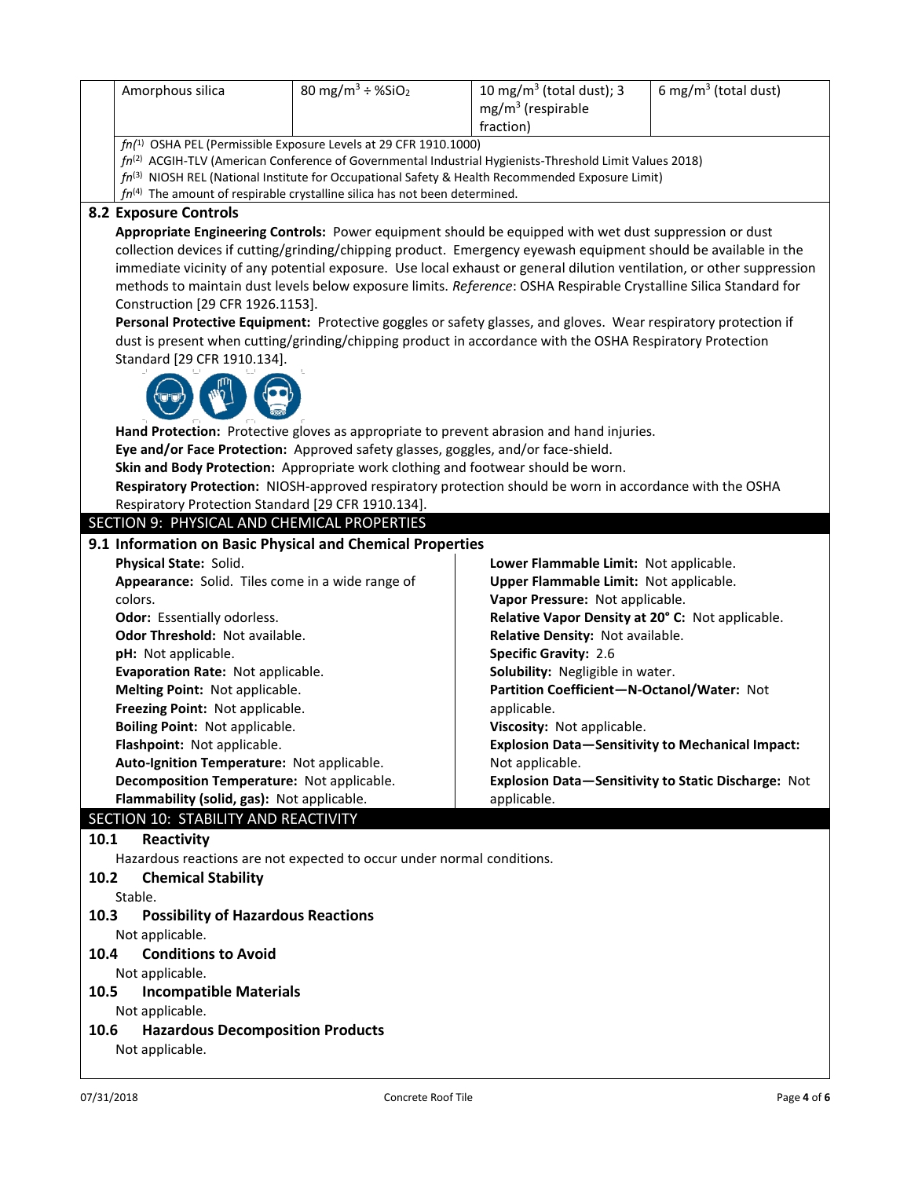| | Amorphous silica | 80 mg/m$^3$ ÷ %$SiO_2$ | 10 mg/m$^3$ (total dust); 3 mg/m$^3$ (respirable fraction) | 6 mg/m$^3$ (total dust) |
|---|---|---|---|---|

*fn*[1] OSHA PEL (Permissible Exposure Levels at 29 CFR 1910.1000)
*fn*[2] ACGIH-TLV (American Conference of Governmental Industrial Hygienists-Threshold Limit Values 2018)
*fn*[3] NIOSH REL (National Institute for Occupational Safety & Health Recommended Exposure Limit)
*fn*[4] The amount of respirable crystalline silica has not been determined.

### 8.2 Exposure Controls

**Appropriate Engineering Controls:** Power equipment should be equipped with wet dust suppression or dust collection devices if cutting/grinding/chipping product. Emergency eyewash equipment should be available in the immediate vicinity of any potential exposure. Use local exhaust or general dilution ventilation, or other suppression methods to maintain dust levels below exposure limits. *Reference*: OSHA Respirable Crystalline Silica Standard for Construction [29 CFR 1926.1153].

**Personal Protective Equipment:** Protective goggles or safety glasses, and gloves. Wear respiratory protection if dust is present when cutting/grinding/chipping product in accordance with the OSHA Respiratory Protection Standard [29 CFR 1910.134].

**Hand Protection:** Protective gloves as appropriate to prevent abrasion and hand injuries.
**Eye and/or Face Protection:** Approved safety glasses, goggles, and/or face-shield.
**Skin and Body Protection:** Appropriate work clothing and footwear should be worn.
**Respiratory Protection:** NIOSH-approved respiratory protection should be worn in accordance with the OSHA Respiratory Protection Standard [29 CFR 1910.134].

## SECTION 9: PHYSICAL AND CHEMICAL PROPERTIES

### 9.1 Information on Basic Physical and Chemical Properties

**Physical State:** Solid.
**Appearance:** Solid. Tiles come in a wide range of colors.
**Odor:** Essentially odorless.
**Odor Threshold:** Not available.
**pH:** Not applicable.
**Evaporation Rate:** Not applicable.
**Melting Point:** Not applicable.
**Freezing Point:** Not applicable.
**Boiling Point:** Not applicable.
**Flashpoint:** Not applicable.
**Auto-Ignition Temperature:** Not applicable.
**Decomposition Temperature:** Not applicable.
**Flammability (solid, gas):** Not applicable.
**Lower Flammable Limit:** Not applicable.
**Upper Flammable Limit:** Not applicable.
**Vapor Pressure:** Not applicable.
**Relative Vapor Density at 20° C:** Not applicable.
**Relative Density:** Not available.
**Specific Gravity:** 2.6
**Solubility:** Negligible in water.
**Partition Coefficient—N-Octanol/Water:** Not applicable.
**Viscosity:** Not applicable.
**Explosion Data—Sensitivity to Mechanical Impact:** Not applicable.
**Explosion Data—Sensitivity to Static Discharge:** Not applicable.

## SECTION 10: STABILITY AND REACTIVITY

### 10.1 Reactivity

Hazardous reactions are not expected to occur under normal conditions.

### 10.2 Chemical Stability

Stable.

### 10.3 Possibility of Hazardous Reactions

Not applicable.

### 10.4 Conditions to Avoid

Not applicable.

### 10.5 Incompatible Materials

Not applicable.

### 10.6 Hazardous Decomposition Products

Not applicable.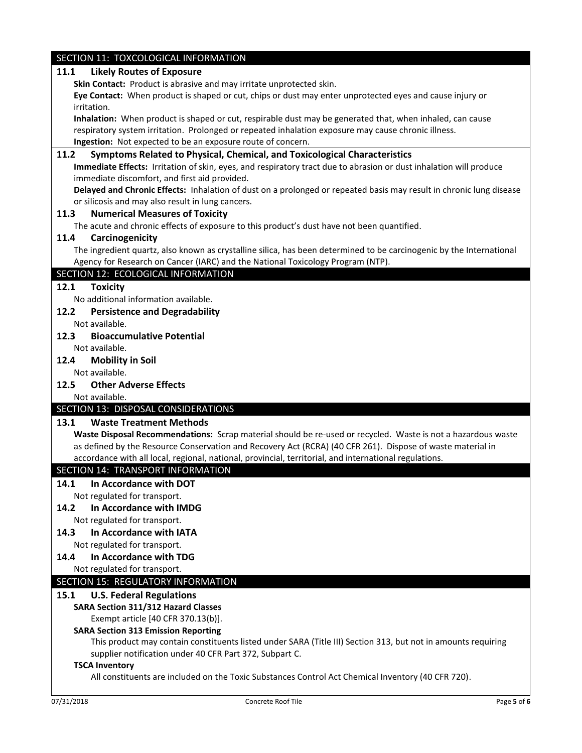## SECTION 11: TOXCOLOGICAL INFORMATION

### 11.1 Likely Routes of Exposure

**Skin Contact:** Product is abrasive and may irritate unprotected skin.

**Eye Contact:** When product is shaped or cut, chips or dust may enter unprotected eyes and cause injury or irritation.

**Inhalation:** When product is shaped or cut, respirable dust may be generated that, when inhaled, can cause respiratory system irritation. Prolonged or repeated inhalation exposure may cause chronic illness.

**Ingestion:** Not expected to be an exposure route of concern.

### 11.2 Symptoms Related to Physical, Chemical, and Toxicological Characteristics

**Immediate Effects:** Irritation of skin, eyes, and respiratory tract due to abrasion or dust inhalation will produce immediate discomfort, and first aid provided.

**Delayed and Chronic Effects:** Inhalation of dust on a prolonged or repeated basis may result in chronic lung disease or silicosis and may also result in lung cancers.

### 11.3 Numerical Measures of Toxicity

The acute and chronic effects of exposure to this product's dust have not been quantified.

### 11.4 Carcinogenicity

The ingredient quartz, also known as crystalline silica, has been determined to be carcinogenic by the International Agency for Research on Cancer (IARC) and the National Toxicology Program (NTP).

## SECTION 12: ECOLOGICAL INFORMATION

### 12.1 Toxicity

No additional information available.

### 12.2 Persistence and Degradability

Not available.

### 12.3 Bioaccumulative Potential

Not available.

### 12.4 Mobility in Soil

Not available.

### 12.5 Other Adverse Effects

Not available.

## SECTION 13: DISPOSAL CONSIDERATIONS

### 13.1 Waste Treatment Methods

**Waste Disposal Recommendations:** Scrap material should be re-used or recycled. Waste is not a hazardous waste as defined by the Resource Conservation and Recovery Act (RCRA) (40 CFR 261). Dispose of waste material in accordance with all local, regional, national, provincial, territorial, and international regulations.

## SECTION 14: TRANSPORT INFORMATION

### 14.1 In Accordance with DOT

Not regulated for transport.

### 14.2 In Accordance with IMDG

Not regulated for transport.

### 14.3 In Accordance with IATA

Not regulated for transport.

### 14.4 In Accordance with TDG

Not regulated for transport.

## SECTION 15: REGULATORY INFORMATION

### 15.1 U.S. Federal Regulations

**SARA Section 311/312 Hazard Classes**

Exempt article [40 CFR 370.13(b)].

**SARA Section 313 Emission Reporting**

This product may contain constituents listed under SARA (Title III) Section 313, but not in amounts requiring supplier notification under 40 CFR Part 372, Subpart C.

**TSCA Inventory**

All constituents are included on the Toxic Substances Control Act Chemical Inventory (40 CFR 720).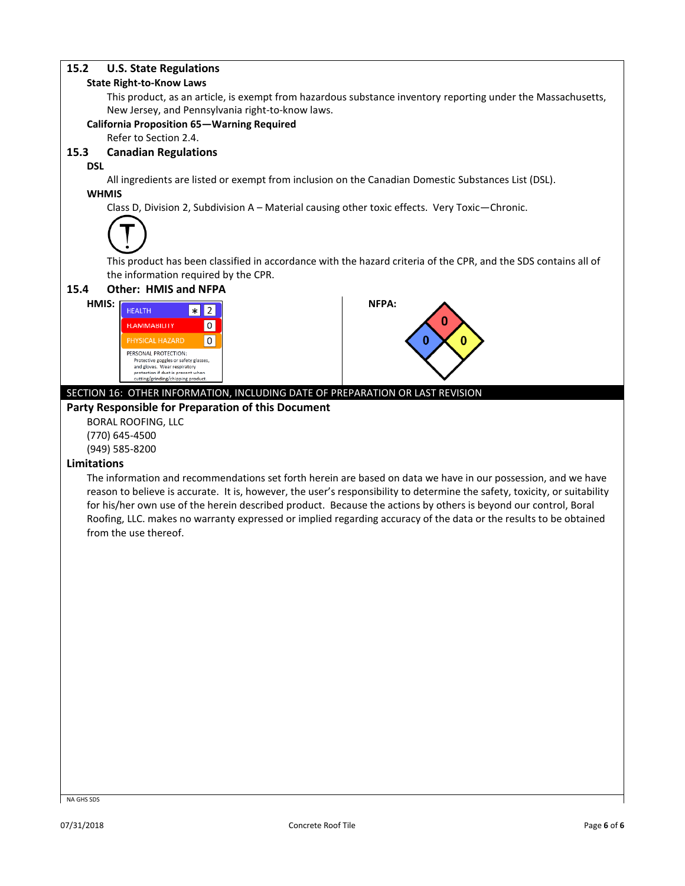## 15.2 U.S. State Regulations

**State Right-to-Know Laws**

This product, as an article, is exempt from hazardous substance inventory reporting under the Massachusetts, New Jersey, and Pennsylvania right-to-know laws.

**California Proposition 65—Warning Required**

Refer to Section 2.4.

## 15.3 Canadian Regulations

**DSL**

All ingredients are listed or exempt from inclusion on the Canadian Domestic Substances List (DSL).

**WHMIS**

Class D, Division 2, Subdivision A – Material causing other toxic effects. Very Toxic—Chronic.

This product has been classified in accordance with the hazard criteria of the CPR, and the SDS contains all of the information required by the CPR.

## 15.4 Other: HMIS and NFPA

**HMIS:**

| | | |
|---|---|---|
| HEALTH | * | 2 |
| FLAMMABILITY | | 0 |
| PHYSICAL HAZARD | | 0 |

PERSONAL PROTECTION: Protective goggles or safety glasses, and gloves. Wear respiratory protection if dust is present when cutting/grinding/chipping product.

**NFPA:**

0 (Flammability), 0 (Health), 0 (Instability)

## SECTION 16: OTHER INFORMATION, INCLUDING DATE OF PREPARATION OR LAST REVISION

### Party Responsible for Preparation of this Document

BORAL ROOFING, LLC
(770) 645-4500
(949) 585-8200

### Limitations

The information and recommendations set forth herein are based on data we have in our possession, and we have reason to believe is accurate. It is, however, the user's responsibility to determine the safety, toxicity, or suitability for his/her own use of the herein described product. Because the actions by others is beyond our control, Boral Roofing, LLC. makes no warranty expressed or implied regarding accuracy of the data or the results to be obtained from the use thereof.